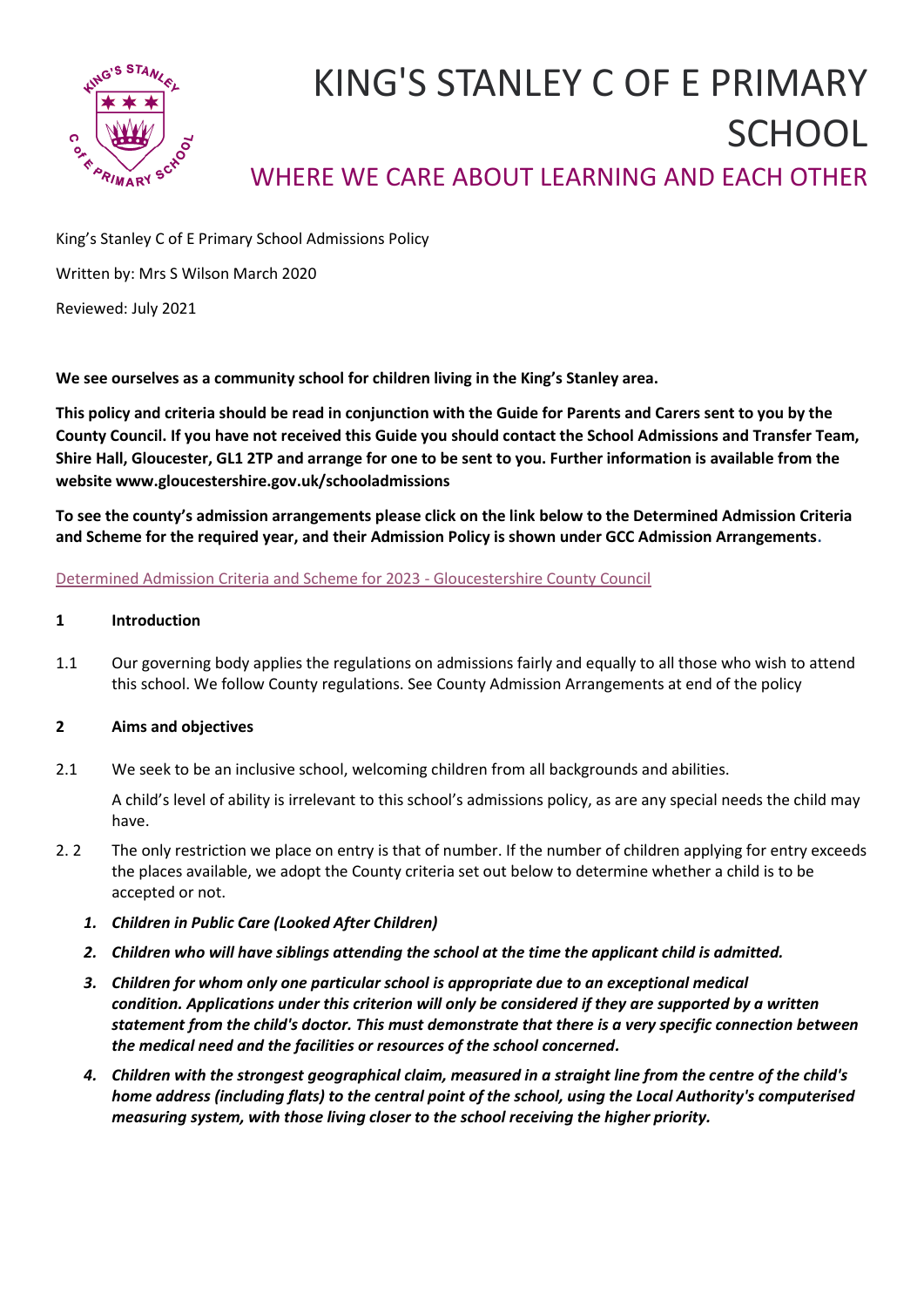# KING'S STANLEY C OF E PRIMARY SCHOOL

## WHERE WE CARE ABOUT LEARNING AND EACH OTHER

King's Stanley C of E Primary School Admissions Policy

Written by: Mrs S Wilson March 2020

Reviewed: July 2021

**We see ourselves as a community school for children living in the King's Stanley area.**

**This policy and criteria should be read in conjunction with the Guide for Parents and Carers sent to you by the County Council. If you have not received this Guide you should contact the School Admissions and Transfer Team, Shire Hall, Gloucester, GL1 2TP and arrange for one to be sent to you. Further information is available from the website www.gloucestershire.gov.uk/schooladmissions**

**To see the county's admission arrangements please click on the link below to the Determined Admission Criteria and Scheme for the required year, and their Admission Policy is shown under GCC Admission Arrangements.**

Determined Admission Criteria and Scheme for 2023 - Gloucestershire County Council

**1 Introduction**

1.1 Our governing body applies the regulations on admissions fairly and equally to all those who wish to attend this school. We follow County regulations. See County Admission Arrangements at end of the policy

**2 Aims and objectives**

2.1 We seek to be an inclusive school, welcoming children from all backgrounds and abilities.

A child's level of ability is irrelevant to this school's admissions policy, as are any special needs the child may have.

2. 2 The only restriction we place on entry is that of number. If the number of children applying for entry exceeds the places available, we adopt the County criteria set out below to determine whether a child is to be accepted or not.

1. ***Children in Public Care (Looked After Children)***
2. ***Children who will have siblings attending the school at the time the applicant child is admitted.***
3. ***Children for whom only one particular school is appropriate due to an exceptional medical condition. Applications under this criterion will only be considered if they are supported by a written statement from the child's doctor. This must demonstrate that there is a very specific connection between the medical need and the facilities or resources of the school concerned.***
4. ***Children with the strongest geographical claim, measured in a straight line from the centre of the child's home address (including flats) to the central point of the school, using the Local Authority's computerised measuring system, with those living closer to the school receiving the higher priority.***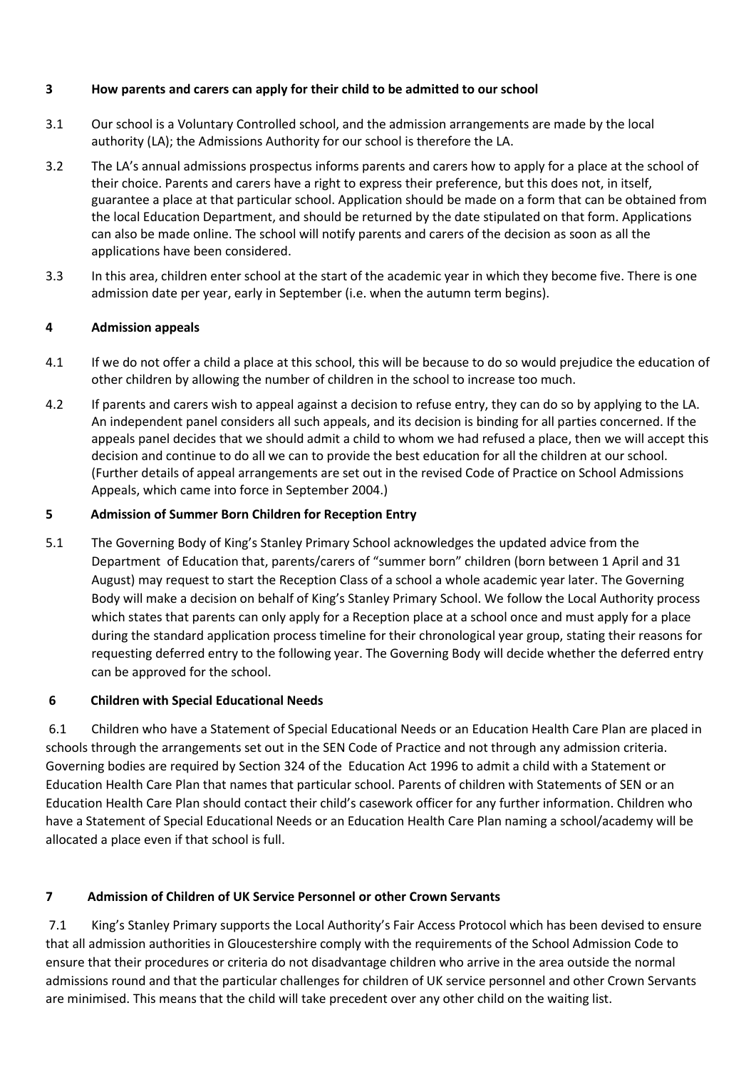## 3 How parents and carers can apply for their child to be admitted to our school

3.1 Our school is a Voluntary Controlled school, and the admission arrangements are made by the local authority (LA); the Admissions Authority for our school is therefore the LA.

3.2 The LA's annual admissions prospectus informs parents and carers how to apply for a place at the school of their choice. Parents and carers have a right to express their preference, but this does not, in itself, guarantee a place at that particular school. Application should be made on a form that can be obtained from the local Education Department, and should be returned by the date stipulated on that form. Applications can also be made online. The school will notify parents and carers of the decision as soon as all the applications have been considered.

3.3 In this area, children enter school at the start of the academic year in which they become five. There is one admission date per year, early in September (i.e. when the autumn term begins).

## 4 Admission appeals

4.1 If we do not offer a child a place at this school, this will be because to do so would prejudice the education of other children by allowing the number of children in the school to increase too much.

4.2 If parents and carers wish to appeal against a decision to refuse entry, they can do so by applying to the LA. An independent panel considers all such appeals, and its decision is binding for all parties concerned. If the appeals panel decides that we should admit a child to whom we had refused a place, then we will accept this decision and continue to do all we can to provide the best education for all the children at our school. (Further details of appeal arrangements are set out in the revised Code of Practice on School Admissions Appeals, which came into force in September 2004.)

## 5 Admission of Summer Born Children for Reception Entry

5.1 The Governing Body of King's Stanley Primary School acknowledges the updated advice from the Department of Education that, parents/carers of "summer born" children (born between 1 April and 31 August) may request to start the Reception Class of a school a whole academic year later. The Governing Body will make a decision on behalf of King's Stanley Primary School. We follow the Local Authority process which states that parents can only apply for a Reception place at a school once and must apply for a place during the standard application process timeline for their chronological year group, stating their reasons for requesting deferred entry to the following year. The Governing Body will decide whether the deferred entry can be approved for the school.

## 6 Children with Special Educational Needs

6.1 Children who have a Statement of Special Educational Needs or an Education Health Care Plan are placed in schools through the arrangements set out in the SEN Code of Practice and not through any admission criteria. Governing bodies are required by Section 324 of the Education Act 1996 to admit a child with a Statement or Education Health Care Plan that names that particular school. Parents of children with Statements of SEN or an Education Health Care Plan should contact their child's casework officer for any further information. Children who have a Statement of Special Educational Needs or an Education Health Care Plan naming a school/academy will be allocated a place even if that school is full.

## 7 Admission of Children of UK Service Personnel or other Crown Servants

7.1 King's Stanley Primary supports the Local Authority's Fair Access Protocol which has been devised to ensure that all admission authorities in Gloucestershire comply with the requirements of the School Admission Code to ensure that their procedures or criteria do not disadvantage children who arrive in the area outside the normal admissions round and that the particular challenges for children of UK service personnel and other Crown Servants are minimised. This means that the child will take precedent over any other child on the waiting list.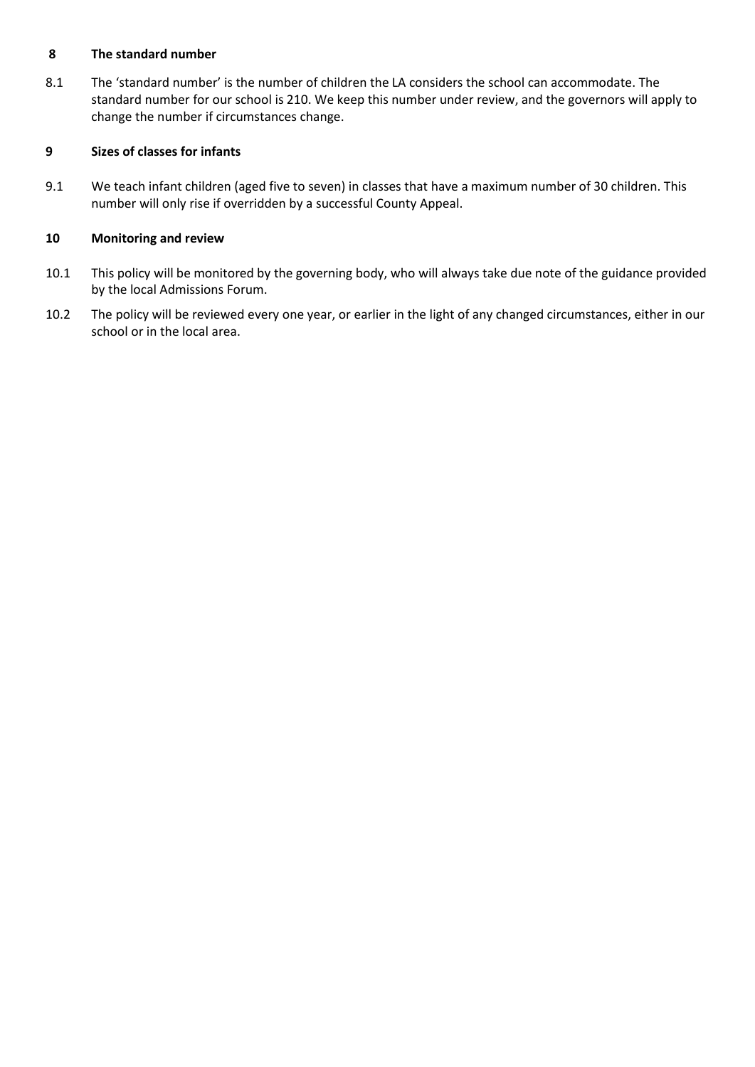## 8 The standard number

8.1 The 'standard number' is the number of children the LA considers the school can accommodate. The standard number for our school is 210. We keep this number under review, and the governors will apply to change the number if circumstances change.

## 9 Sizes of classes for infants

9.1 We teach infant children (aged five to seven) in classes that have a maximum number of 30 children. This number will only rise if overridden by a successful County Appeal.

## 10 Monitoring and review

10.1 This policy will be monitored by the governing body, who will always take due note of the guidance provided by the local Admissions Forum.

10.2 The policy will be reviewed every one year, or earlier in the light of any changed circumstances, either in our school or in the local area.